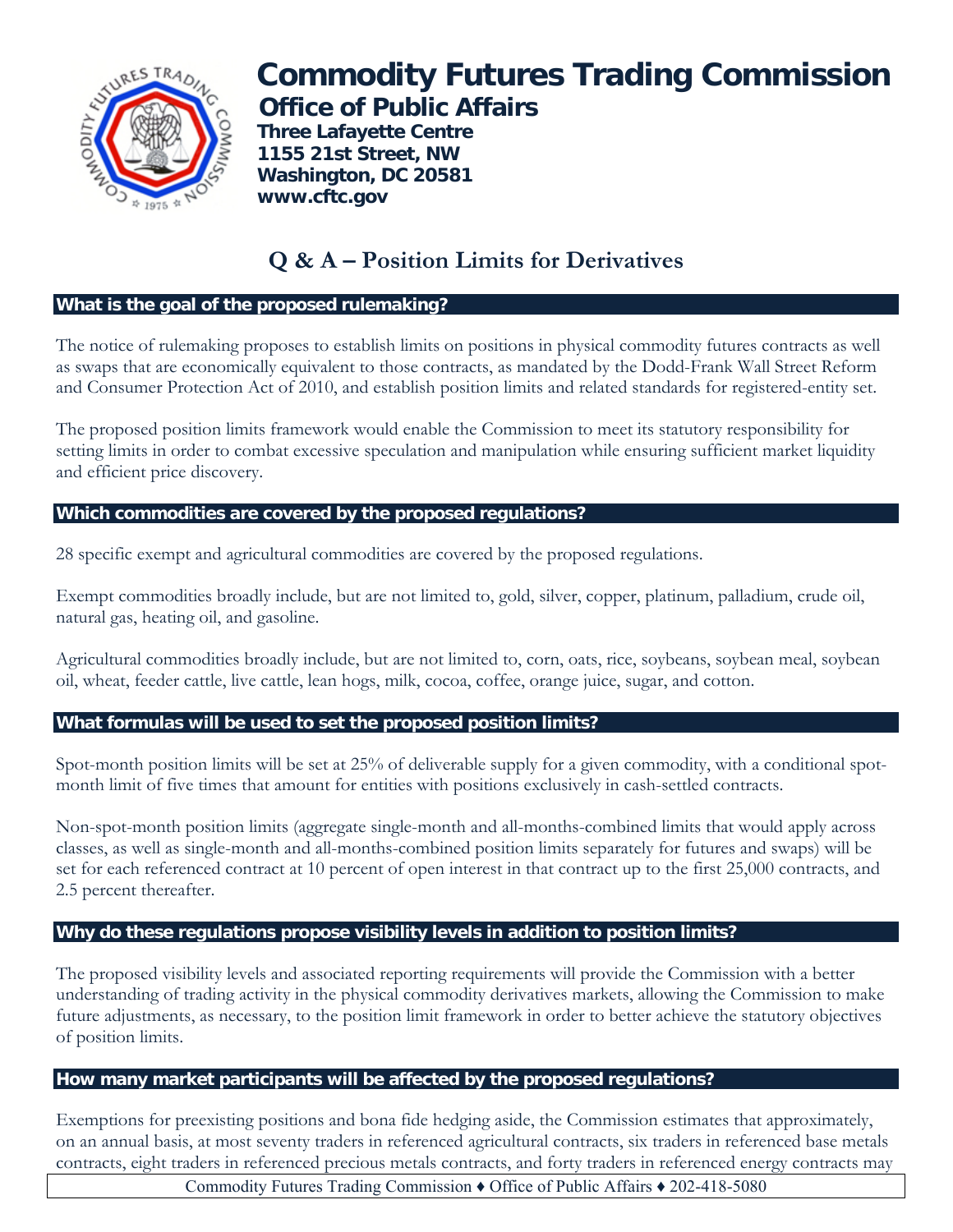# Commodity Futures Trading Commission

## Office of Public Affairs

**Three Lafayette Centre**
**1155 21st Street, NW**
**Washington, DC 20581**
**www.cftc.gov**

# Q & A – Position Limits for Derivatives

### What is the goal of the proposed rulemaking?

The notice of rulemaking proposes to establish limits on positions in physical commodity futures contracts as well as swaps that are economically equivalent to those contracts, as mandated by the Dodd-Frank Wall Street Reform and Consumer Protection Act of 2010, and establish position limits and related standards for registered-entity set.

The proposed position limits framework would enable the Commission to meet its statutory responsibility for setting limits in order to combat excessive speculation and manipulation while ensuring sufficient market liquidity and efficient price discovery.

### Which commodities are covered by the proposed regulations?

28 specific exempt and agricultural commodities are covered by the proposed regulations.

Exempt commodities broadly include, but are not limited to, gold, silver, copper, platinum, palladium, crude oil, natural gas, heating oil, and gasoline.

Agricultural commodities broadly include, but are not limited to, corn, oats, rice, soybeans, soybean meal, soybean oil, wheat, feeder cattle, live cattle, lean hogs, milk, cocoa, coffee, orange juice, sugar, and cotton.

### What formulas will be used to set the proposed position limits?

Spot-month position limits will be set at 25% of deliverable supply for a given commodity, with a conditional spot-month limit of five times that amount for entities with positions exclusively in cash-settled contracts.

Non-spot-month position limits (aggregate single-month and all-months-combined limits that would apply across classes, as well as single-month and all-months-combined position limits separately for futures and swaps) will be set for each referenced contract at 10 percent of open interest in that contract up to the first 25,000 contracts, and 2.5 percent thereafter.

### Why do these regulations propose visibility levels in addition to position limits?

The proposed visibility levels and associated reporting requirements will provide the Commission with a better understanding of trading activity in the physical commodity derivatives markets, allowing the Commission to make future adjustments, as necessary, to the position limit framework in order to better achieve the statutory objectives of position limits.

### How many market participants will be affected by the proposed regulations?

Exemptions for preexisting positions and bona fide hedging aside, the Commission estimates that approximately, on an annual basis, at most seventy traders in referenced agricultural contracts, six traders in referenced base metals contracts, eight traders in referenced precious metals contracts, and forty traders in referenced energy contracts may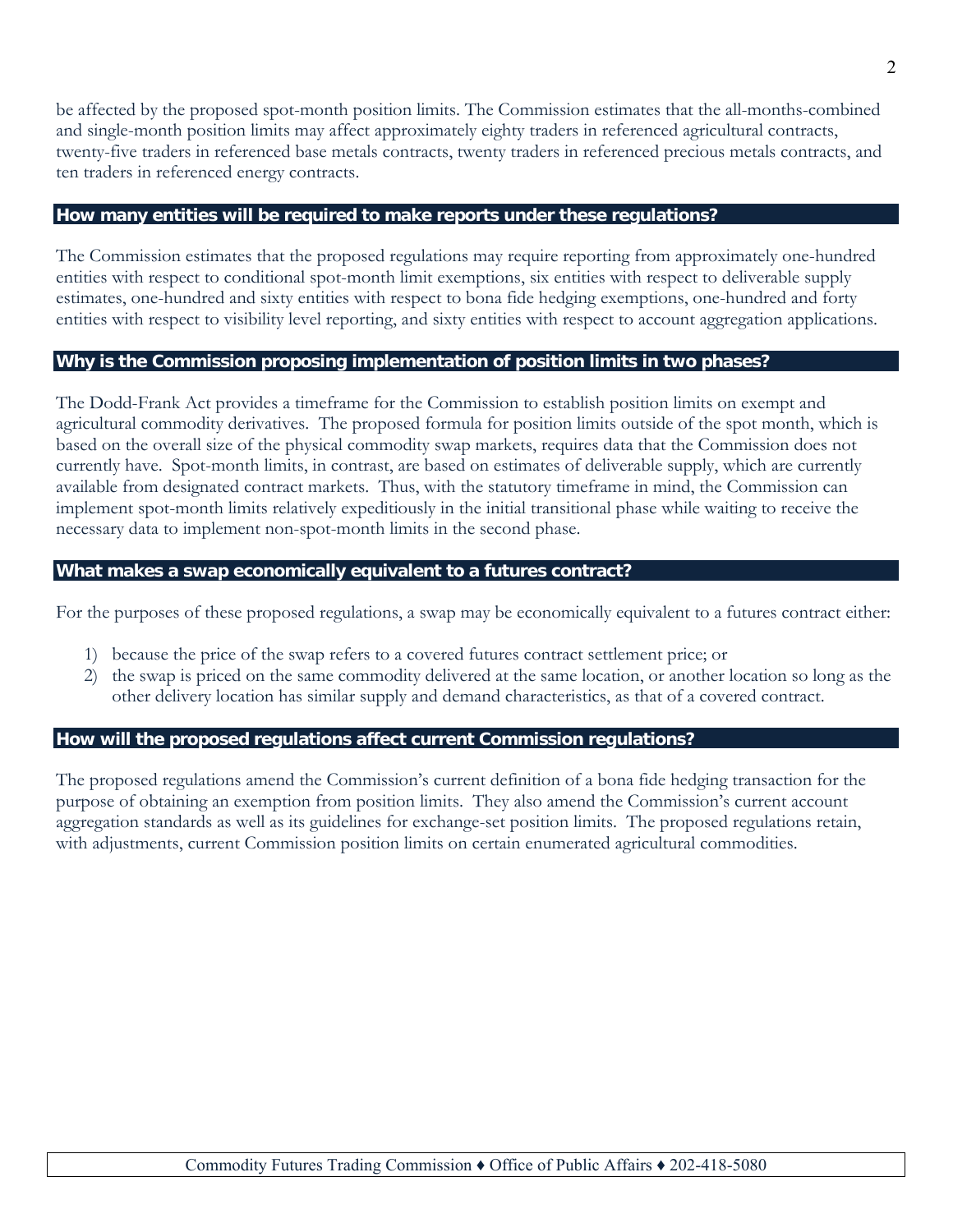be affected by the proposed spot-month position limits. The Commission estimates that the all-months-combined and single-month position limits may affect approximately eighty traders in referenced agricultural contracts, twenty-five traders in referenced base metals contracts, twenty traders in referenced precious metals contracts, and ten traders in referenced energy contracts.

## How many entities will be required to make reports under these regulations?

The Commission estimates that the proposed regulations may require reporting from approximately one-hundred entities with respect to conditional spot-month limit exemptions, six entities with respect to deliverable supply estimates, one-hundred and sixty entities with respect to bona fide hedging exemptions, one-hundred and forty entities with respect to visibility level reporting, and sixty entities with respect to account aggregation applications.

## Why is the Commission proposing implementation of position limits in two phases?

The Dodd-Frank Act provides a timeframe for the Commission to establish position limits on exempt and agricultural commodity derivatives. The proposed formula for position limits outside of the spot month, which is based on the overall size of the physical commodity swap markets, requires data that the Commission does not currently have. Spot-month limits, in contrast, are based on estimates of deliverable supply, which are currently available from designated contract markets. Thus, with the statutory timeframe in mind, the Commission can implement spot-month limits relatively expeditiously in the initial transitional phase while waiting to receive the necessary data to implement non-spot-month limits in the second phase.

## What makes a swap economically equivalent to a futures contract?

For the purposes of these proposed regulations, a swap may be economically equivalent to a futures contract either:

1) because the price of the swap refers to a covered futures contract settlement price; or
2) the swap is priced on the same commodity delivered at the same location, or another location so long as the other delivery location has similar supply and demand characteristics, as that of a covered contract.

## How will the proposed regulations affect current Commission regulations?

The proposed regulations amend the Commission's current definition of a bona fide hedging transaction for the purpose of obtaining an exemption from position limits. They also amend the Commission's current account aggregation standards as well as its guidelines for exchange-set position limits. The proposed regulations retain, with adjustments, current Commission position limits on certain enumerated agricultural commodities.